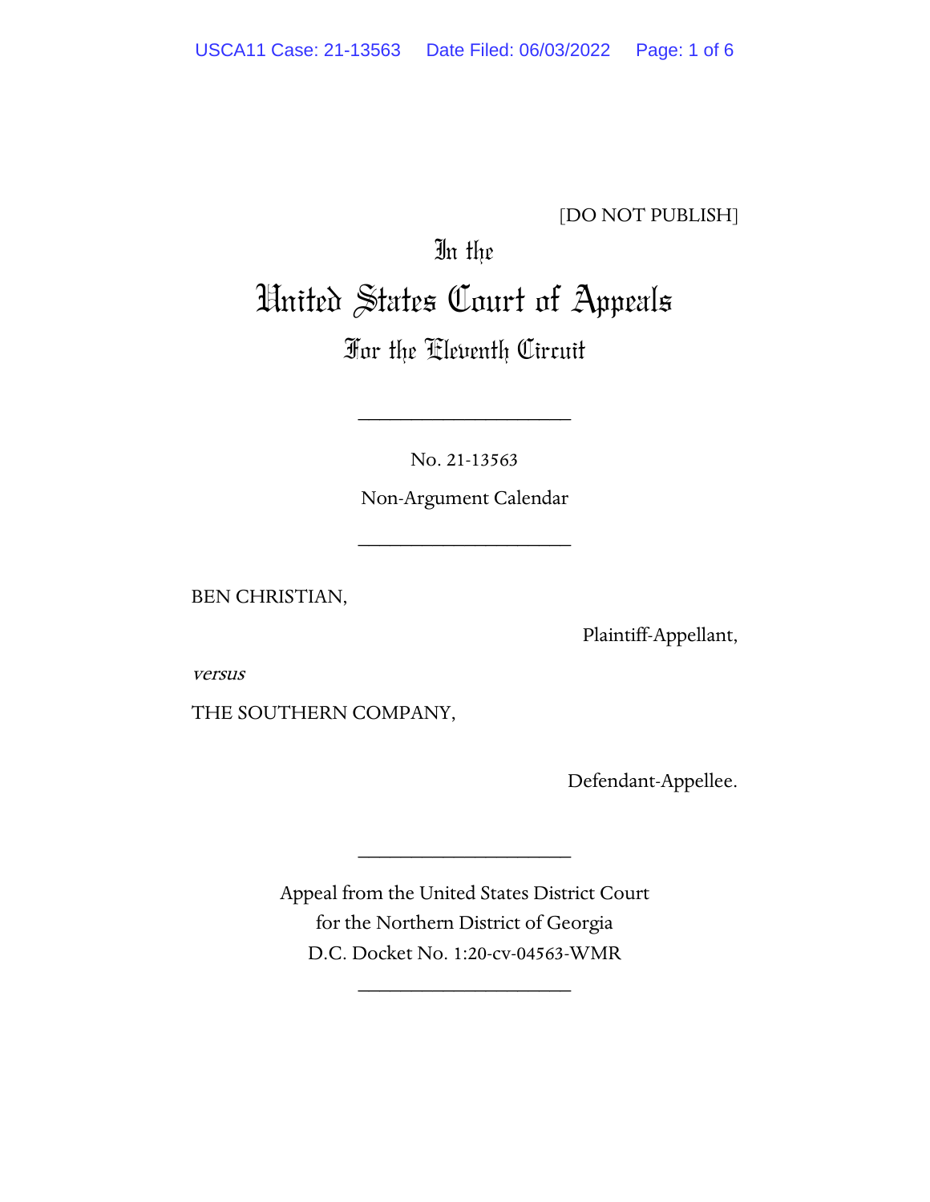[DO NOT PUBLISH]

In the

# United States Court of Appeals

For the Eleventh Circuit

____________________

No. 21-13563

Non-Argument Calendar

____________________

BEN CHRISTIAN,

Plaintiff-Appellant,

*versus*

THE SOUTHERN COMPANY,

Defendant-Appellee.

____________________

Appeal from the United States District Court
for the Northern District of Georgia
D.C. Docket No. 1:20-cv-04563-WMR

____________________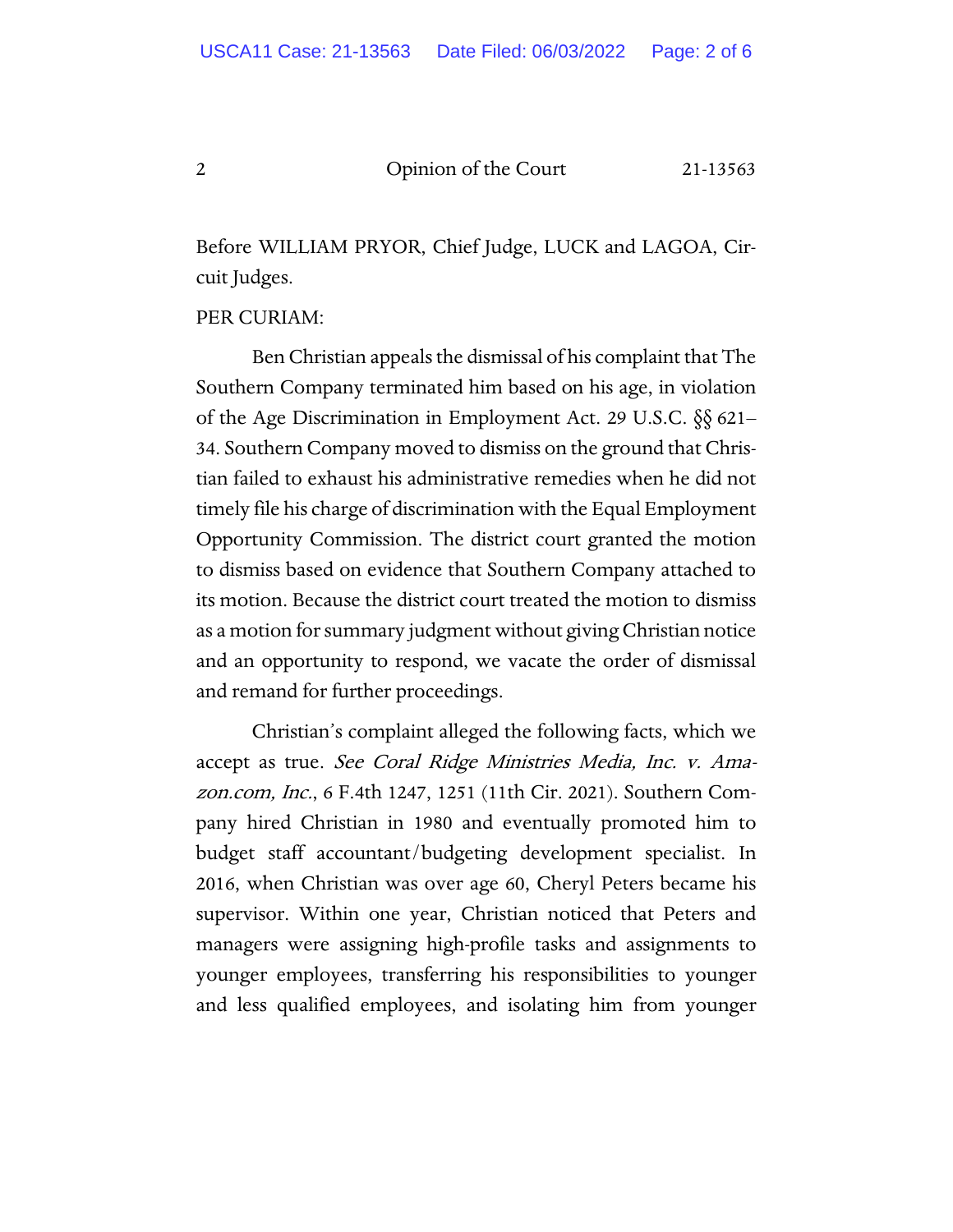Before WILLIAM PRYOR, Chief Judge, LUCK and LAGOA, Circuit Judges.

PER CURIAM:

Ben Christian appeals the dismissal of his complaint that The Southern Company terminated him based on his age, in violation of the Age Discrimination in Employment Act. 29 U.S.C. §§ 621–34. Southern Company moved to dismiss on the ground that Christian failed to exhaust his administrative remedies when he did not timely file his charge of discrimination with the Equal Employment Opportunity Commission. The district court granted the motion to dismiss based on evidence that Southern Company attached to its motion. Because the district court treated the motion to dismiss as a motion for summary judgment without giving Christian notice and an opportunity to respond, we vacate the order of dismissal and remand for further proceedings.

Christian's complaint alleged the following facts, which we accept as true. *See Coral Ridge Ministries Media, Inc. v. Amazon.com, Inc.*, 6 F.4th 1247, 1251 (11th Cir. 2021). Southern Company hired Christian in 1980 and eventually promoted him to budget staff accountant/budgeting development specialist. In 2016, when Christian was over age 60, Cheryl Peters became his supervisor. Within one year, Christian noticed that Peters and managers were assigning high-profile tasks and assignments to younger employees, transferring his responsibilities to younger and less qualified employees, and isolating him from younger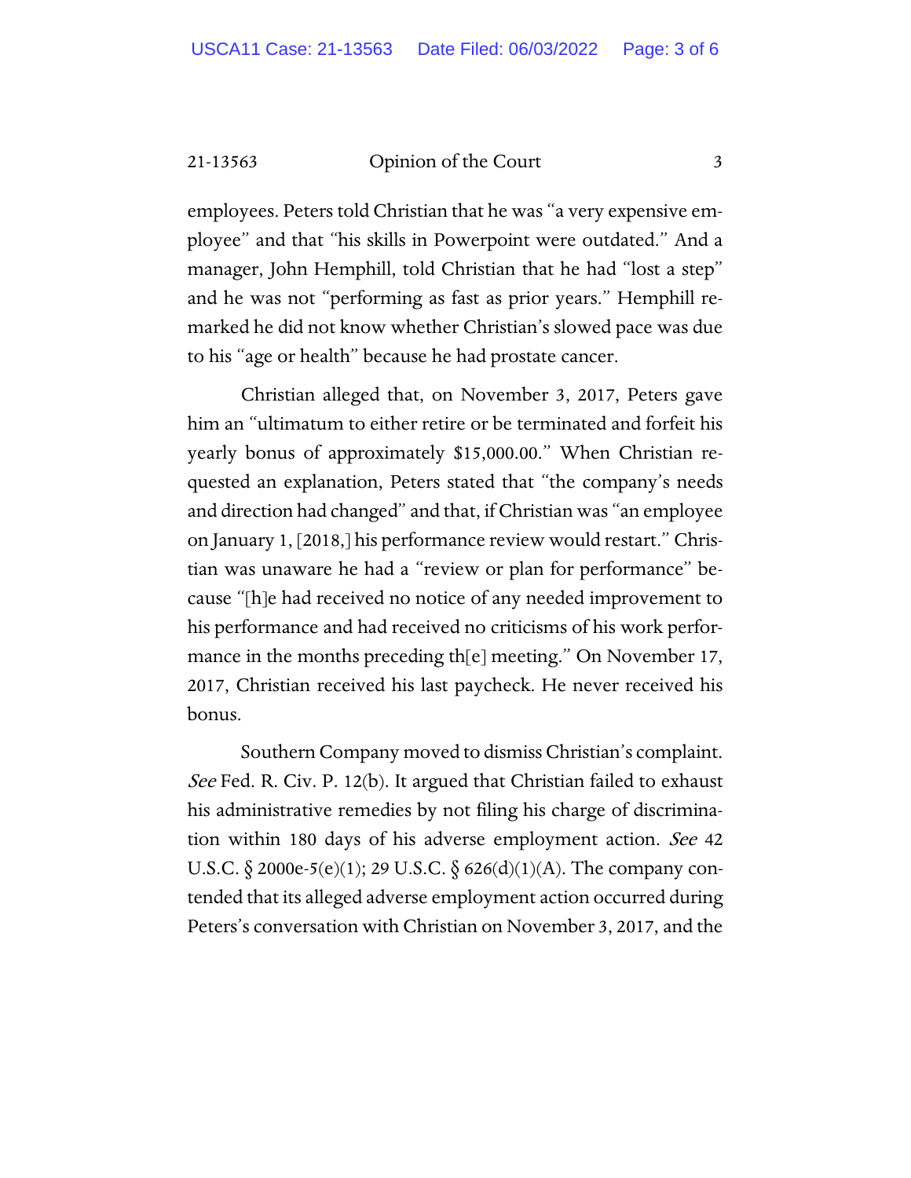employees. Peters told Christian that he was "a very expensive employee" and that "his skills in Powerpoint were outdated." And a manager, John Hemphill, told Christian that he had "lost a step" and he was not "performing as fast as prior years." Hemphill remarked he did not know whether Christian's slowed pace was due to his "age or health" because he had prostate cancer.

Christian alleged that, on November 3, 2017, Peters gave him an "ultimatum to either retire or be terminated and forfeit his yearly bonus of approximately $15,000.00." When Christian requested an explanation, Peters stated that "the company's needs and direction had changed" and that, if Christian was "an employee on January 1, [2018,] his performance review would restart." Christian was unaware he had a "review or plan for performance" because "[h]e had received no notice of any needed improvement to his performance and had received no criticisms of his work performance in the months preceding th[e] meeting." On November 17, 2017, Christian received his last paycheck. He never received his bonus.

Southern Company moved to dismiss Christian's complaint. *See* Fed. R. Civ. P. 12(b). It argued that Christian failed to exhaust his administrative remedies by not filing his charge of discrimination within 180 days of his adverse employment action. *See* 42 U.S.C. § 2000e-5(e)(1); 29 U.S.C. § 626(d)(1)(A). The company contended that its alleged adverse employment action occurred during Peters's conversation with Christian on November 3, 2017, and the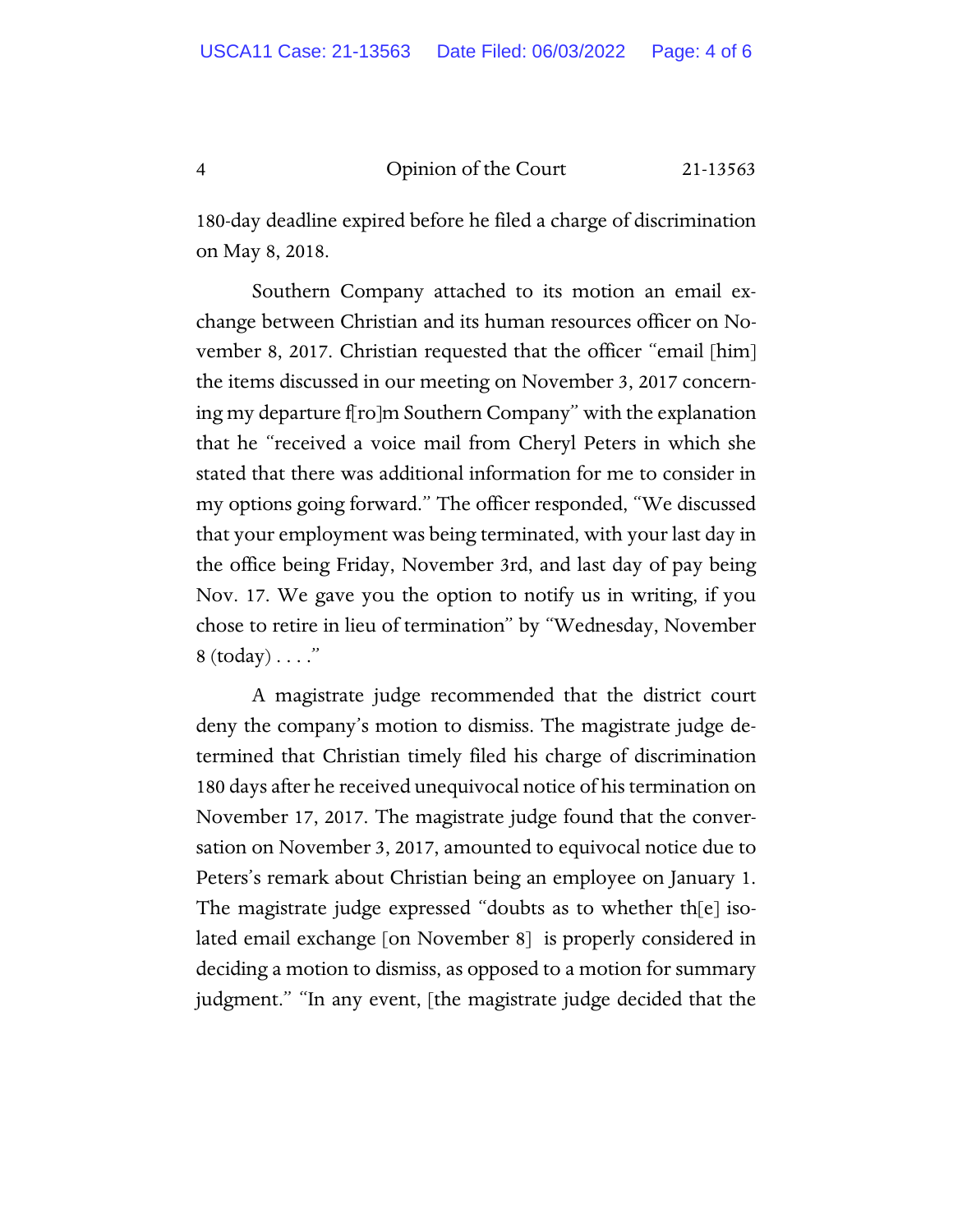180-day deadline expired before he filed a charge of discrimination on May 8, 2018.

Southern Company attached to its motion an email exchange between Christian and its human resources officer on November 8, 2017. Christian requested that the officer "email [him] the items discussed in our meeting on November 3, 2017 concerning my departure f[ro]m Southern Company" with the explanation that he "received a voice mail from Cheryl Peters in which she stated that there was additional information for me to consider in my options going forward." The officer responded, "We discussed that your employment was being terminated, with your last day in the office being Friday, November 3rd, and last day of pay being Nov. 17. We gave you the option to notify us in writing, if you chose to retire in lieu of termination" by "Wednesday, November 8 (today) . . . ."

A magistrate judge recommended that the district court deny the company's motion to dismiss. The magistrate judge determined that Christian timely filed his charge of discrimination 180 days after he received unequivocal notice of his termination on November 17, 2017. The magistrate judge found that the conversation on November 3, 2017, amounted to equivocal notice due to Peters's remark about Christian being an employee on January 1. The magistrate judge expressed "doubts as to whether th[e] isolated email exchange [on November 8] is properly considered in deciding a motion to dismiss, as opposed to a motion for summary judgment." "In any event, [the magistrate judge decided that the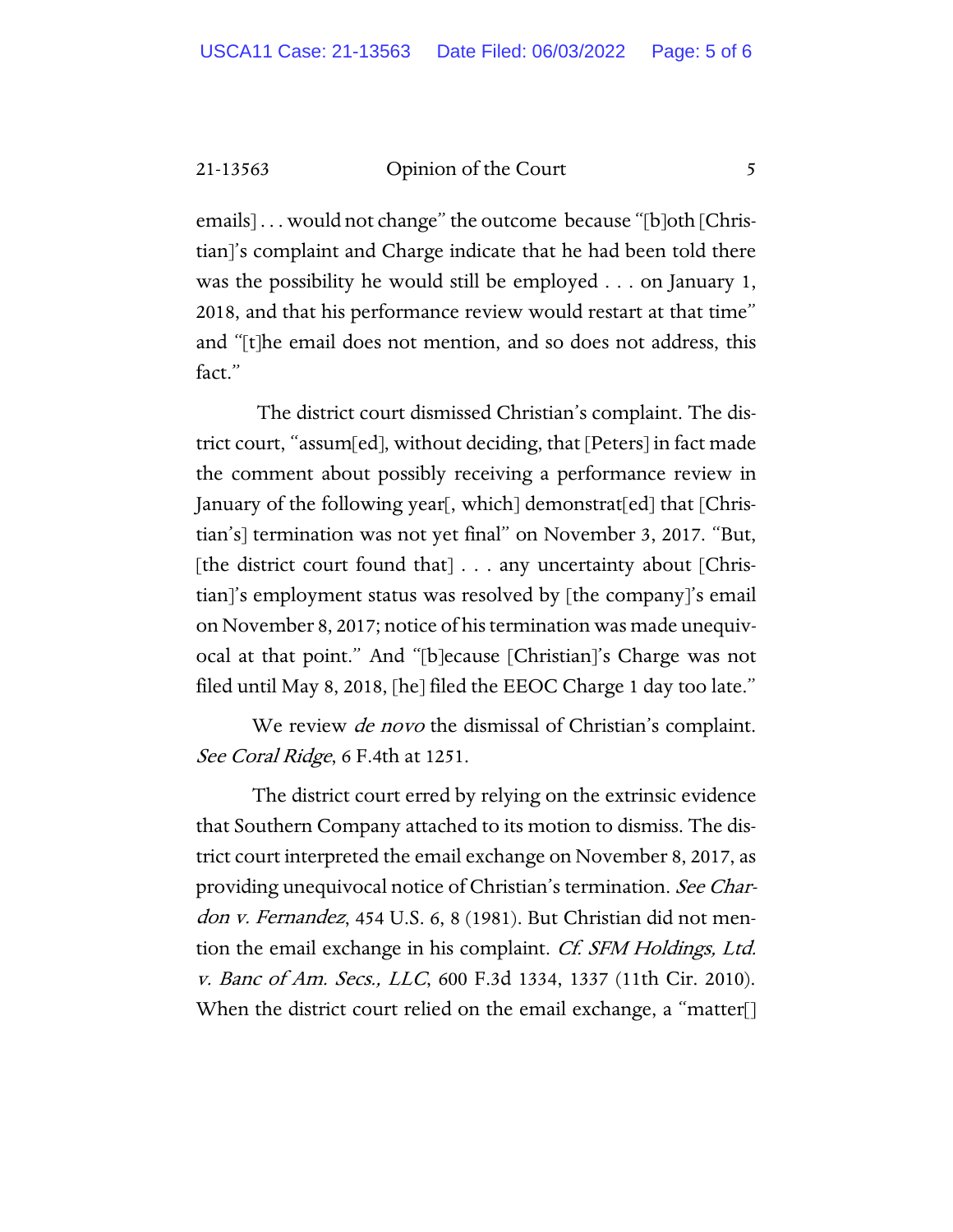emails] . . . would not change" the outcome because "[b]oth [Christian]'s complaint and Charge indicate that he had been told there was the possibility he would still be employed . . . on January 1, 2018, and that his performance review would restart at that time" and "[t]he email does not mention, and so does not address, this fact."

The district court dismissed Christian's complaint. The district court, "assum[ed], without deciding, that [Peters] in fact made the comment about possibly receiving a performance review in January of the following year[, which] demonstrat[ed] that [Christian's] termination was not yet final" on November 3, 2017. "But, [the district court found that] . . . any uncertainty about [Christian]'s employment status was resolved by [the company]'s email on November 8, 2017; notice of his termination was made unequivocal at that point." And "[b]ecause [Christian]'s Charge was not filed until May 8, 2018, [he] filed the EEOC Charge 1 day too late."

We review *de novo* the dismissal of Christian's complaint. *See Coral Ridge*, 6 F.4th at 1251.

The district court erred by relying on the extrinsic evidence that Southern Company attached to its motion to dismiss. The district court interpreted the email exchange on November 8, 2017, as providing unequivocal notice of Christian's termination. *See Chardon v. Fernandez*, 454 U.S. 6, 8 (1981). But Christian did not mention the email exchange in his complaint. *Cf. SFM Holdings, Ltd. v. Banc of Am. Secs., LLC*, 600 F.3d 1334, 1337 (11th Cir. 2010). When the district court relied on the email exchange, a "matter[]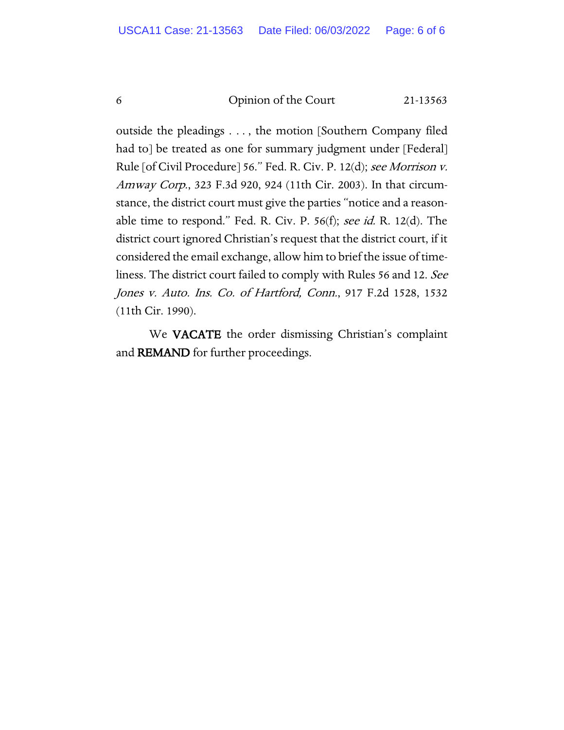outside the pleadings . . . , the motion [Southern Company filed had to] be treated as one for summary judgment under [Federal] Rule [of Civil Procedure] 56." Fed. R. Civ. P. 12(d); *see Morrison v. Amway Corp.*, 323 F.3d 920, 924 (11th Cir. 2003). In that circumstance, the district court must give the parties "notice and a reasonable time to respond." Fed. R. Civ. P. 56(f); *see id.* R. 12(d). The district court ignored Christian's request that the district court, if it considered the email exchange, allow him to brief the issue of timeliness. The district court failed to comply with Rules 56 and 12. *See Jones v. Auto. Ins. Co. of Hartford, Conn.*, 917 F.2d 1528, 1532 (11th Cir. 1990).

We **VACATE** the order dismissing Christian's complaint and **REMAND** for further proceedings.